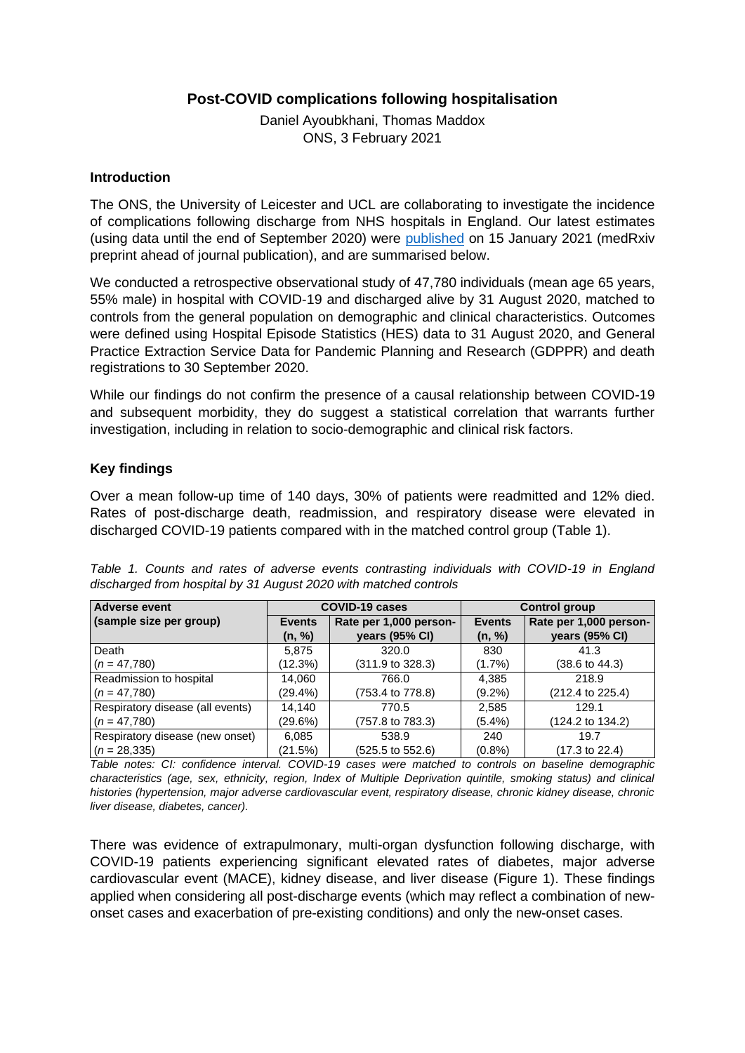# Post-COVID complications following hospitalisation

Daniel Ayoubkhani, Thomas Maddox
ONS, 3 February 2021

## Introduction

The ONS, the University of Leicester and UCL are collaborating to investigate the incidence of complications following discharge from NHS hospitals in England. Our latest estimates (using data until the end of September 2020) were published on 15 January 2021 (medRxiv preprint ahead of journal publication), and are summarised below.

We conducted a retrospective observational study of 47,780 individuals (mean age 65 years, 55% male) in hospital with COVID-19 and discharged alive by 31 August 2020, matched to controls from the general population on demographic and clinical characteristics. Outcomes were defined using Hospital Episode Statistics (HES) data to 31 August 2020, and General Practice Extraction Service Data for Pandemic Planning and Research (GDPPR) and death registrations to 30 September 2020.

While our findings do not confirm the presence of a causal relationship between COVID-19 and subsequent morbidity, they do suggest a statistical correlation that warrants further investigation, including in relation to socio-demographic and clinical risk factors.

## Key findings

Over a mean follow-up time of 140 days, 30% of patients were readmitted and 12% died. Rates of post-discharge death, readmission, and respiratory disease were elevated in discharged COVID-19 patients compared with in the matched control group (Table 1).

*Table 1. Counts and rates of adverse events contrasting individuals with COVID-19 in England discharged from hospital by 31 August 2020 with matched controls*

| Adverse event (sample size per group) | COVID-19 cases | | Control group | |
|---|---|---|---|---|
| | Events (n, %) | Rate per 1,000 person-years (95% CI) | Events (n, %) | Rate per 1,000 person-years (95% CI) |
| Death ($n$ = 47,780) | 5,875 (12.3%) | 320.0 (311.9 to 328.3) | 830 (1.7%) | 41.3 (38.6 to 44.3) |
| Readmission to hospital ($n$ = 47,780) | 14,060 (29.4%) | 766.0 (753.4 to 778.8) | 4,385 (9.2%) | 218.9 (212.4 to 225.4) |
| Respiratory disease (all events) ($n$ = 47,780) | 14,140 (29.6%) | 770.5 (757.8 to 783.3) | 2,585 (5.4%) | 129.1 (124.2 to 134.2) |
| Respiratory disease (new onset) ($n$ = 28,335) | 6,085 (21.5%) | 538.9 (525.5 to 552.6) | 240 (0.8%) | 19.7 (17.3 to 22.4) |

*Table notes: CI: confidence interval. COVID-19 cases were matched to controls on baseline demographic characteristics (age, sex, ethnicity, region, Index of Multiple Deprivation quintile, smoking status) and clinical histories (hypertension, major adverse cardiovascular event, respiratory disease, chronic kidney disease, chronic liver disease, diabetes, cancer).*

There was evidence of extrapulmonary, multi-organ dysfunction following discharge, with COVID-19 patients experiencing significant elevated rates of diabetes, major adverse cardiovascular event (MACE), kidney disease, and liver disease (Figure 1). These findings applied when considering all post-discharge events (which may reflect a combination of new-onset cases and exacerbation of pre-existing conditions) and only the new-onset cases.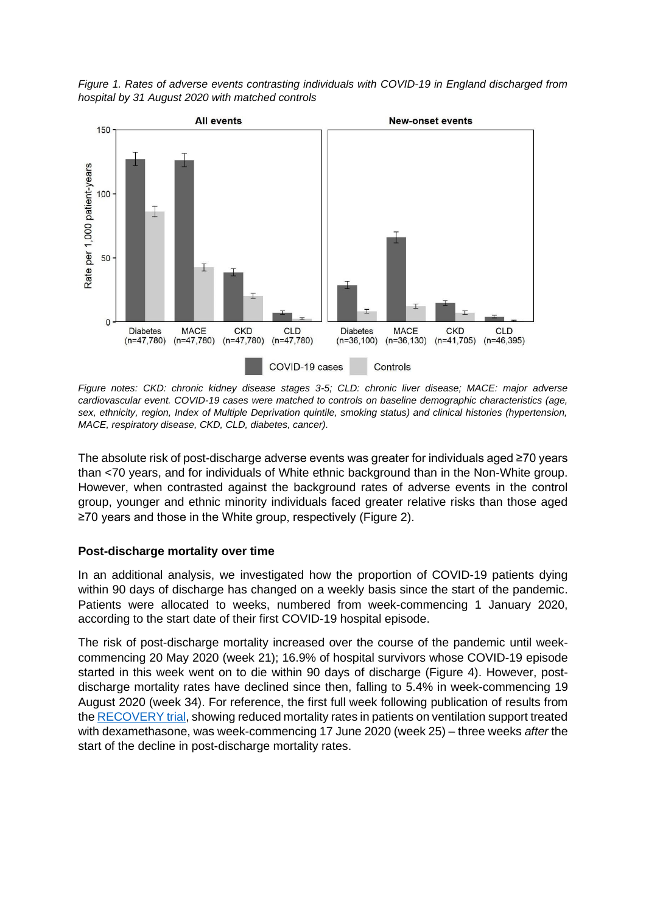*Figure 1. Rates of adverse events contrasting individuals with COVID-19 in England discharged from hospital by 31 August 2020 with matched controls*

*Figure notes: CKD: chronic kidney disease stages 3-5; CLD: chronic liver disease; MACE: major adverse cardiovascular event. COVID-19 cases were matched to controls on baseline demographic characteristics (age, sex, ethnicity, region, Index of Multiple Deprivation quintile, smoking status) and clinical histories (hypertension, MACE, respiratory disease, CKD, CLD, diabetes, cancer).*

The absolute risk of post-discharge adverse events was greater for individuals aged ≥70 years than <70 years, and for individuals of White ethnic background than in the Non-White group. However, when contrasted against the background rates of adverse events in the control group, younger and ethnic minority individuals faced greater relative risks than those aged ≥70 years and those in the White group, respectively (Figure 2).

### Post-discharge mortality over time

In an additional analysis, we investigated how the proportion of COVID-19 patients dying within 90 days of discharge has changed on a weekly basis since the start of the pandemic. Patients were allocated to weeks, numbered from week-commencing 1 January 2020, according to the start date of their first COVID-19 hospital episode.

The risk of post-discharge mortality increased over the course of the pandemic until week-commencing 20 May 2020 (week 21); 16.9% of hospital survivors whose COVID-19 episode started in this week went on to die within 90 days of discharge (Figure 4). However, post-discharge mortality rates have declined since then, falling to 5.4% in week-commencing 19 August 2020 (week 34). For reference, the first full week following publication of results from the RECOVERY trial, showing reduced mortality rates in patients on ventilation support treated with dexamethasone, was week-commencing 17 June 2020 (week 25) – three weeks *after* the start of the decline in post-discharge mortality rates.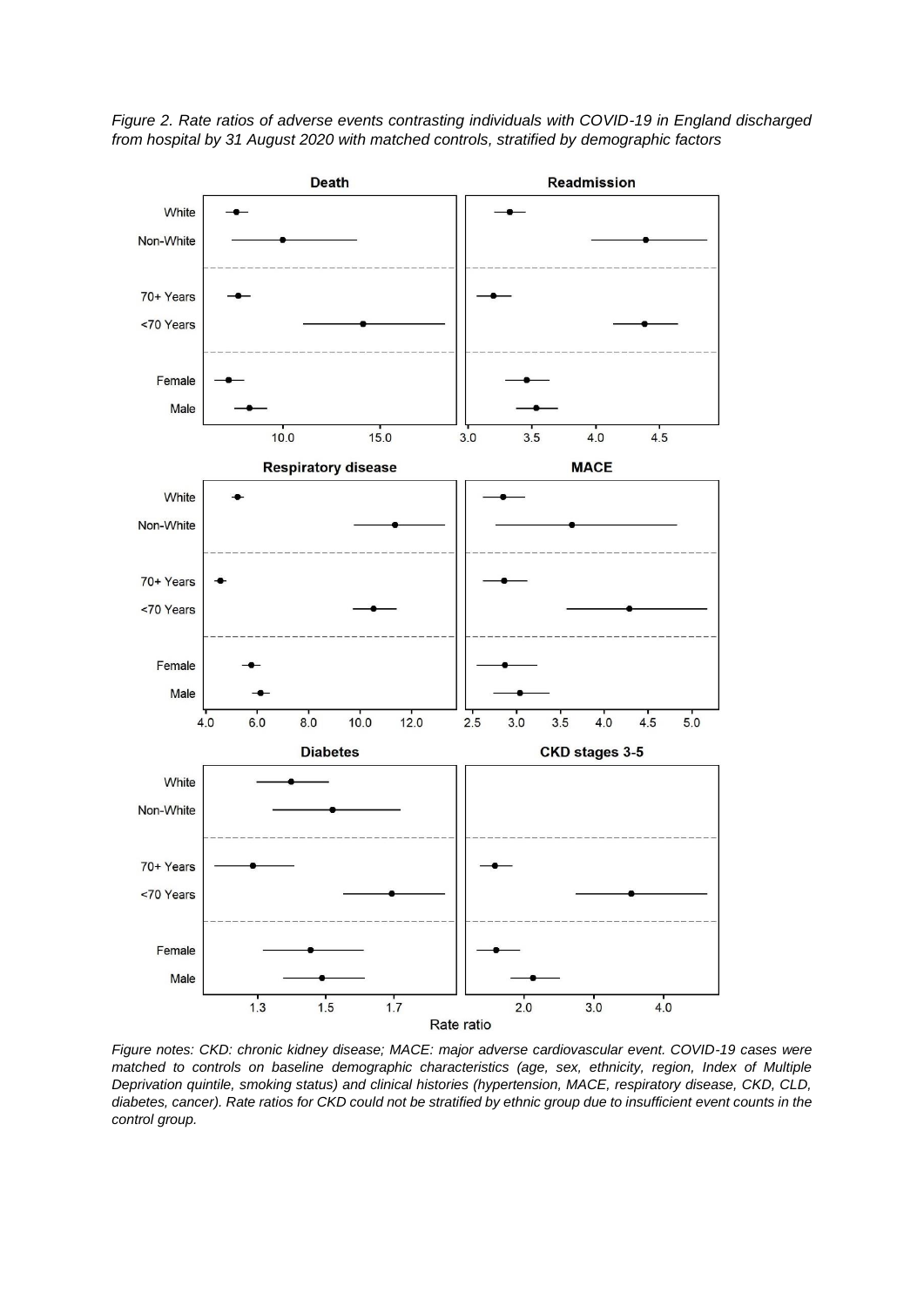*Figure 2. Rate ratios of adverse events contrasting individuals with COVID-19 in England discharged from hospital by 31 August 2020 with matched controls, stratified by demographic factors*

*Figure notes: CKD: chronic kidney disease; MACE: major adverse cardiovascular event. COVID-19 cases were matched to controls on baseline demographic characteristics (age, sex, ethnicity, region, Index of Multiple Deprivation quintile, smoking status) and clinical histories (hypertension, MACE, respiratory disease, CKD, CLD, diabetes, cancer). Rate ratios for CKD could not be stratified by ethnic group due to insufficient event counts in the control group.*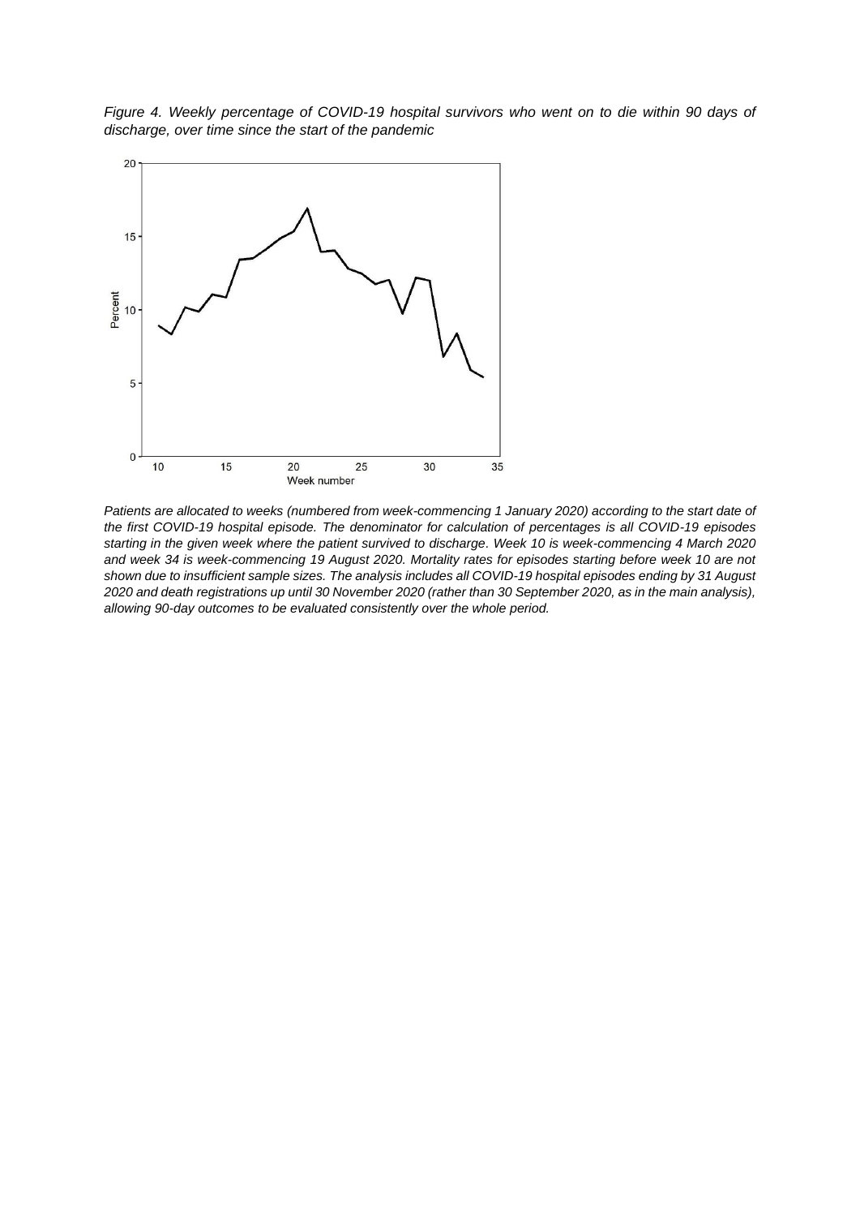*Figure 4. Weekly percentage of COVID-19 hospital survivors who went on to die within 90 days of discharge, over time since the start of the pandemic*

Percent

20

15

10

5

0

10

15

20

25

30

35

Week number

*Patients are allocated to weeks (numbered from week-commencing 1 January 2020) according to the start date of the first COVID-19 hospital episode. The denominator for calculation of percentages is all COVID-19 episodes starting in the given week where the patient survived to discharge. Week 10 is week-commencing 4 March 2020 and week 34 is week-commencing 19 August 2020. Mortality rates for episodes starting before week 10 are not shown due to insufficient sample sizes. The analysis includes all COVID-19 hospital episodes ending by 31 August 2020 and death registrations up until 30 November 2020 (rather than 30 September 2020, as in the main analysis), allowing 90-day outcomes to be evaluated consistently over the whole period.*